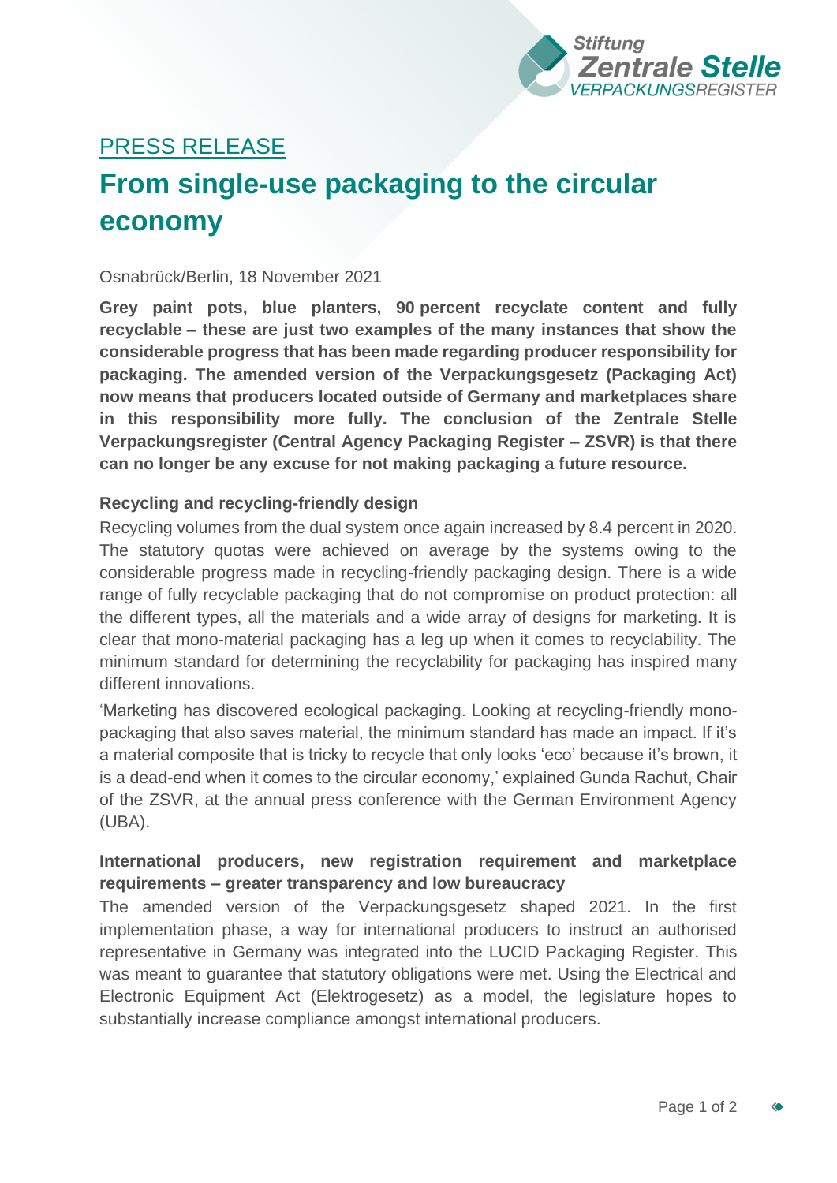Stiftung Zentrale Stelle VERPACKUNGSREGISTER

PRESS RELEASE

# From single-use packaging to the circular economy

Osnabrück/Berlin, 18 November 2021

**Grey paint pots, blue planters, 90 percent recyclate content and fully recyclable – these are just two examples of the many instances that show the considerable progress that has been made regarding producer responsibility for packaging. The amended version of the Verpackungsgesetz (Packaging Act) now means that producers located outside of Germany and marketplaces share in this responsibility more fully. The conclusion of the Zentrale Stelle Verpackungsregister (Central Agency Packaging Register – ZSVR) is that there can no longer be any excuse for not making packaging a future resource.**

## Recycling and recycling-friendly design

Recycling volumes from the dual system once again increased by 8.4 percent in 2020. The statutory quotas were achieved on average by the systems owing to the considerable progress made in recycling-friendly packaging design. There is a wide range of fully recyclable packaging that do not compromise on product protection: all the different types, all the materials and a wide array of designs for marketing. It is clear that mono-material packaging has a leg up when it comes to recyclability. The minimum standard for determining the recyclability for packaging has inspired many different innovations.

'Marketing has discovered ecological packaging. Looking at recycling-friendly mono-packaging that also saves material, the minimum standard has made an impact. If it's a material composite that is tricky to recycle that only looks 'eco' because it's brown, it is a dead-end when it comes to the circular economy,' explained Gunda Rachut, Chair of the ZSVR, at the annual press conference with the German Environment Agency (UBA).

## International producers, new registration requirement and marketplace requirements – greater transparency and low bureaucracy

The amended version of the Verpackungsgesetz shaped 2021. In the first implementation phase, a way for international producers to instruct an authorised representative in Germany was integrated into the LUCID Packaging Register. This was meant to guarantee that statutory obligations were met. Using the Electrical and Electronic Equipment Act (Elektrogesetz) as a model, the legislature hopes to substantially increase compliance amongst international producers.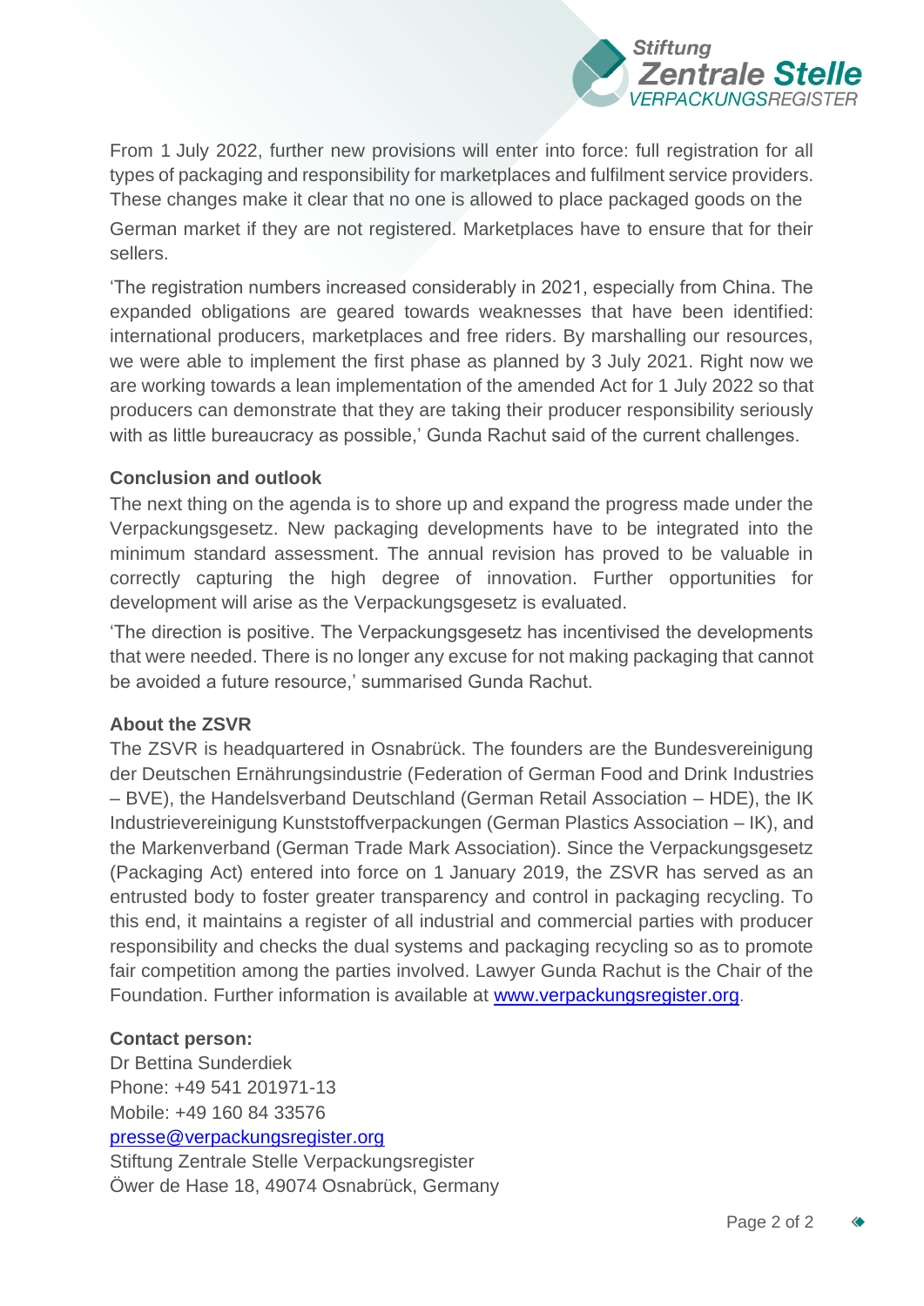From 1 July 2022, further new provisions will enter into force: full registration for all types of packaging and responsibility for marketplaces and fulfilment service providers. These changes make it clear that no one is allowed to place packaged goods on the German market if they are not registered. Marketplaces have to ensure that for their sellers.

'The registration numbers increased considerably in 2021, especially from China. The expanded obligations are geared towards weaknesses that have been identified: international producers, marketplaces and free riders. By marshalling our resources, we were able to implement the first phase as planned by 3 July 2021. Right now we are working towards a lean implementation of the amended Act for 1 July 2022 so that producers can demonstrate that they are taking their producer responsibility seriously with as little bureaucracy as possible,' Gunda Rachut said of the current challenges.

**Conclusion and outlook**

The next thing on the agenda is to shore up and expand the progress made under the Verpackungsgesetz. New packaging developments have to be integrated into the minimum standard assessment. The annual revision has proved to be valuable in correctly capturing the high degree of innovation. Further opportunities for development will arise as the Verpackungsgesetz is evaluated.

'The direction is positive. The Verpackungsgesetz has incentivised the developments that were needed. There is no longer any excuse for not making packaging that cannot be avoided a future resource,' summarised Gunda Rachut.

**About the ZSVR**

The ZSVR is headquartered in Osnabrück. The founders are the Bundesvereinigung der Deutschen Ernährungsindustrie (Federation of German Food and Drink Industries – BVE), the Handelsverband Deutschland (German Retail Association – HDE), the IK Industrievereinigung Kunststoffverpackungen (German Plastics Association – IK), and the Markenverband (German Trade Mark Association). Since the Verpackungsgesetz (Packaging Act) entered into force on 1 January 2019, the ZSVR has served as an entrusted body to foster greater transparency and control in packaging recycling. To this end, it maintains a register of all industrial and commercial parties with producer responsibility and checks the dual systems and packaging recycling so as to promote fair competition among the parties involved. Lawyer Gunda Rachut is the Chair of the Foundation. Further information is available at [www.verpackungsregister.org](www.verpackungsregister.org).

**Contact person:**
Dr Bettina Sunderdiek
Phone: +49 541 201971-13
Mobile: +49 160 84 33576
[presse@verpackungsregister.org](mailto:presse@verpackungsregister.org)
Stiftung Zentrale Stelle Verpackungsregister
Öwer de Hase 18, 49074 Osnabrück, Germany